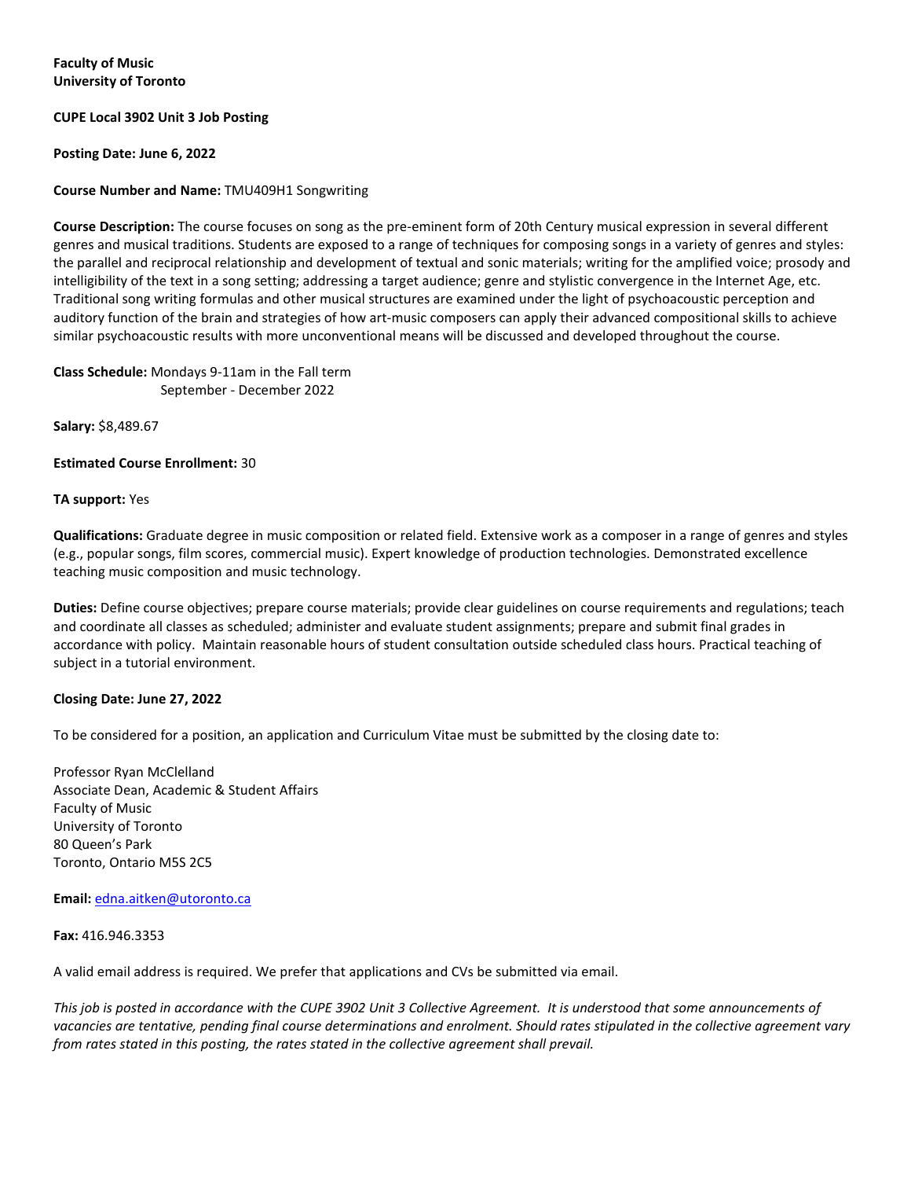**Faculty of Music**
**University of Toronto**

**CUPE Local 3902 Unit 3 Job Posting**

**Posting Date: June 6, 2022**

**Course Number and Name:** TMU409H1 Songwriting

**Course Description:** The course focuses on song as the pre-eminent form of 20th Century musical expression in several different genres and musical traditions. Students are exposed to a range of techniques for composing songs in a variety of genres and styles: the parallel and reciprocal relationship and development of textual and sonic materials; writing for the amplified voice; prosody and intelligibility of the text in a song setting; addressing a target audience; genre and stylistic convergence in the Internet Age, etc. Traditional song writing formulas and other musical structures are examined under the light of psychoacoustic perception and auditory function of the brain and strategies of how art-music composers can apply their advanced compositional skills to achieve similar psychoacoustic results with more unconventional means will be discussed and developed throughout the course.

**Class Schedule:** Mondays 9-11am in the Fall term
September - December 2022

**Salary:** $8,489.67

**Estimated Course Enrollment:** 30

**TA support:** Yes

**Qualifications:** Graduate degree in music composition or related field. Extensive work as a composer in a range of genres and styles (e.g., popular songs, film scores, commercial music). Expert knowledge of production technologies. Demonstrated excellence teaching music composition and music technology.

**Duties:** Define course objectives; prepare course materials; provide clear guidelines on course requirements and regulations; teach and coordinate all classes as scheduled; administer and evaluate student assignments; prepare and submit final grades in accordance with policy. Maintain reasonable hours of student consultation outside scheduled class hours. Practical teaching of subject in a tutorial environment.

**Closing Date: June 27, 2022**

To be considered for a position, an application and Curriculum Vitae must be submitted by the closing date to:

Professor Ryan McClelland
Associate Dean, Academic & Student Affairs
Faculty of Music
University of Toronto
80 Queen's Park
Toronto, Ontario M5S 2C5

**Email:** edna.aitken@utoronto.ca

**Fax:** 416.946.3353

A valid email address is required. We prefer that applications and CVs be submitted via email.

*This job is posted in accordance with the CUPE 3902 Unit 3 Collective Agreement. It is understood that some announcements of vacancies are tentative, pending final course determinations and enrolment. Should rates stipulated in the collective agreement vary from rates stated in this posting, the rates stated in the collective agreement shall prevail.*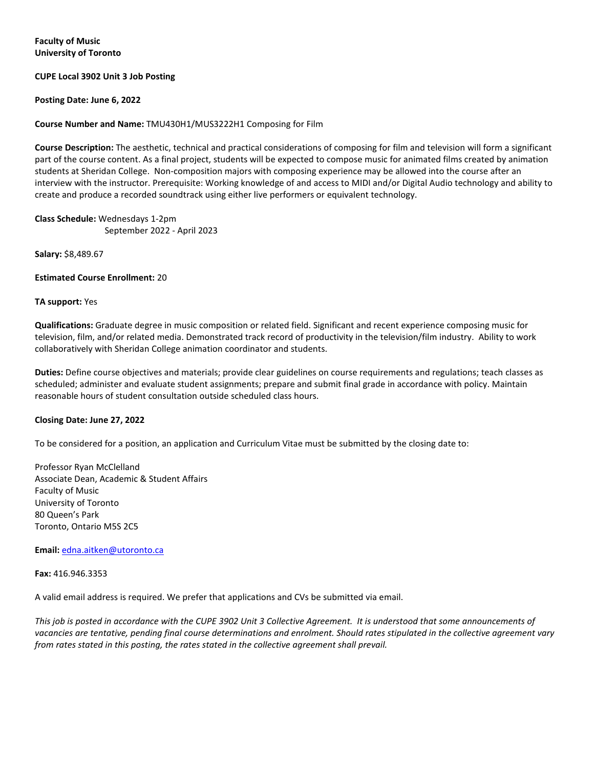**Faculty of Music**
**University of Toronto**

**CUPE Local 3902 Unit 3 Job Posting**

**Posting Date: June 6, 2022**

**Course Number and Name:** TMU430H1/MUS3222H1 Composing for Film

**Course Description:** The aesthetic, technical and practical considerations of composing for film and television will form a significant part of the course content. As a final project, students will be expected to compose music for animated films created by animation students at Sheridan College. Non-composition majors with composing experience may be allowed into the course after an interview with the instructor. Prerequisite: Working knowledge of and access to MIDI and/or Digital Audio technology and ability to create and produce a recorded soundtrack using either live performers or equivalent technology.

**Class Schedule:** Wednesdays 1-2pm
September 2022 - April 2023

**Salary:** $8,489.67

**Estimated Course Enrollment:** 20

**TA support:** Yes

**Qualifications:** Graduate degree in music composition or related field. Significant and recent experience composing music for television, film, and/or related media. Demonstrated track record of productivity in the television/film industry. Ability to work collaboratively with Sheridan College animation coordinator and students.

**Duties:** Define course objectives and materials; provide clear guidelines on course requirements and regulations; teach classes as scheduled; administer and evaluate student assignments; prepare and submit final grade in accordance with policy. Maintain reasonable hours of student consultation outside scheduled class hours.

**Closing Date: June 27, 2022**

To be considered for a position, an application and Curriculum Vitae must be submitted by the closing date to:

Professor Ryan McClelland
Associate Dean, Academic & Student Affairs
Faculty of Music
University of Toronto
80 Queen's Park
Toronto, Ontario M5S 2C5

**Email:** edna.aitken@utoronto.ca

**Fax:** 416.946.3353

A valid email address is required. We prefer that applications and CVs be submitted via email.

*This job is posted in accordance with the CUPE 3902 Unit 3 Collective Agreement. It is understood that some announcements of vacancies are tentative, pending final course determinations and enrolment. Should rates stipulated in the collective agreement vary from rates stated in this posting, the rates stated in the collective agreement shall prevail.*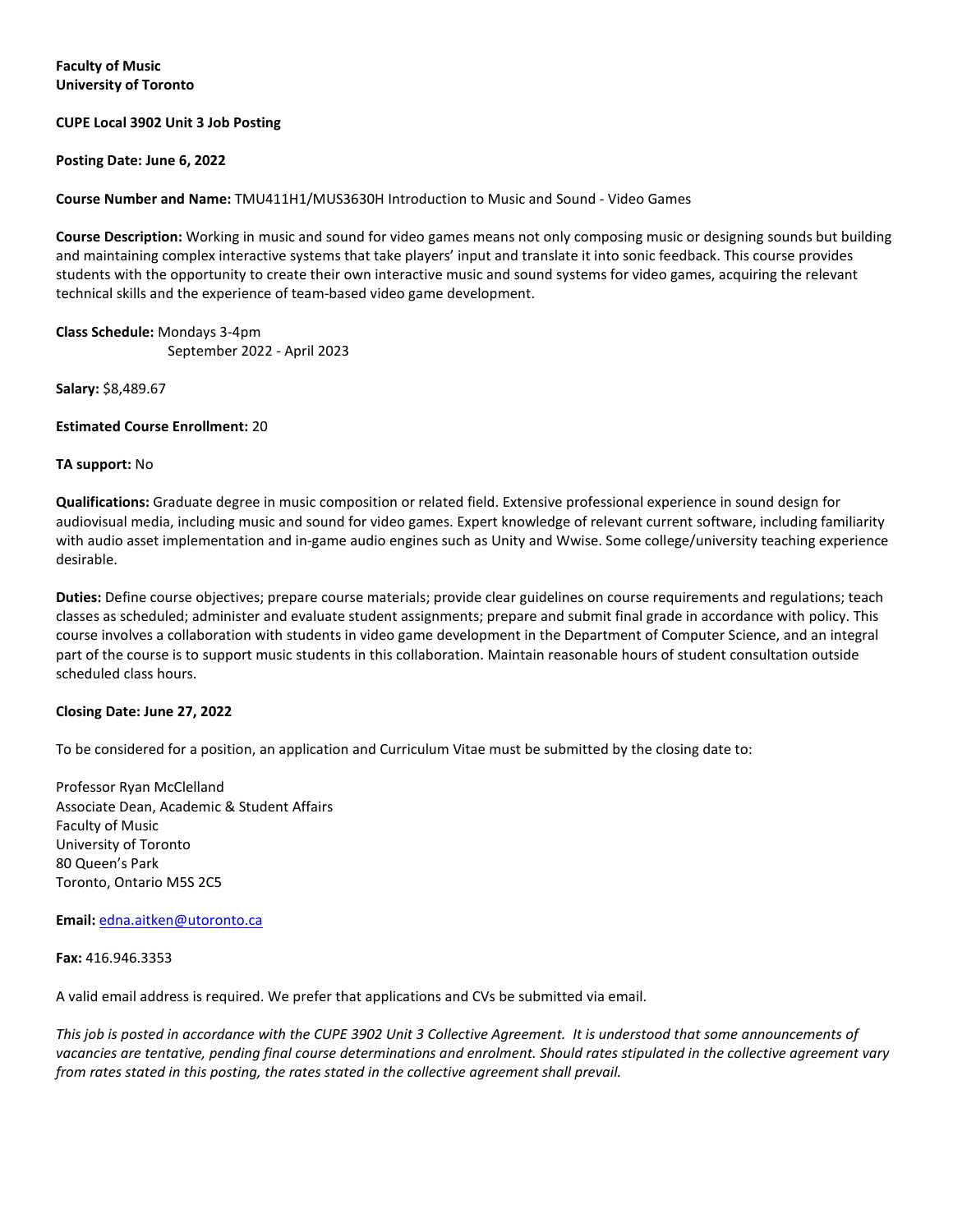**Faculty of Music**
**University of Toronto**

**CUPE Local 3902 Unit 3 Job Posting**

**Posting Date: June 6, 2022**

**Course Number and Name:** TMU411H1/MUS3630H Introduction to Music and Sound - Video Games

**Course Description:** Working in music and sound for video games means not only composing music or designing sounds but building and maintaining complex interactive systems that take players' input and translate it into sonic feedback. This course provides students with the opportunity to create their own interactive music and sound systems for video games, acquiring the relevant technical skills and the experience of team-based video game development.

**Class Schedule:** Mondays 3-4pm
September 2022 - April 2023

**Salary:** $8,489.67

**Estimated Course Enrollment:** 20

**TA support:** No

**Qualifications:** Graduate degree in music composition or related field. Extensive professional experience in sound design for audiovisual media, including music and sound for video games. Expert knowledge of relevant current software, including familiarity with audio asset implementation and in-game audio engines such as Unity and Wwise. Some college/university teaching experience desirable.

**Duties:** Define course objectives; prepare course materials; provide clear guidelines on course requirements and regulations; teach classes as scheduled; administer and evaluate student assignments; prepare and submit final grade in accordance with policy. This course involves a collaboration with students in video game development in the Department of Computer Science, and an integral part of the course is to support music students in this collaboration. Maintain reasonable hours of student consultation outside scheduled class hours.

**Closing Date: June 27, 2022**

To be considered for a position, an application and Curriculum Vitae must be submitted by the closing date to:

Professor Ryan McClelland
Associate Dean, Academic & Student Affairs
Faculty of Music
University of Toronto
80 Queen's Park
Toronto, Ontario M5S 2C5

**Email:** edna.aitken@utoronto.ca

**Fax:** 416.946.3353

A valid email address is required. We prefer that applications and CVs be submitted via email.

*This job is posted in accordance with the CUPE 3902 Unit 3 Collective Agreement. It is understood that some announcements of vacancies are tentative, pending final course determinations and enrolment. Should rates stipulated in the collective agreement vary from rates stated in this posting, the rates stated in the collective agreement shall prevail.*